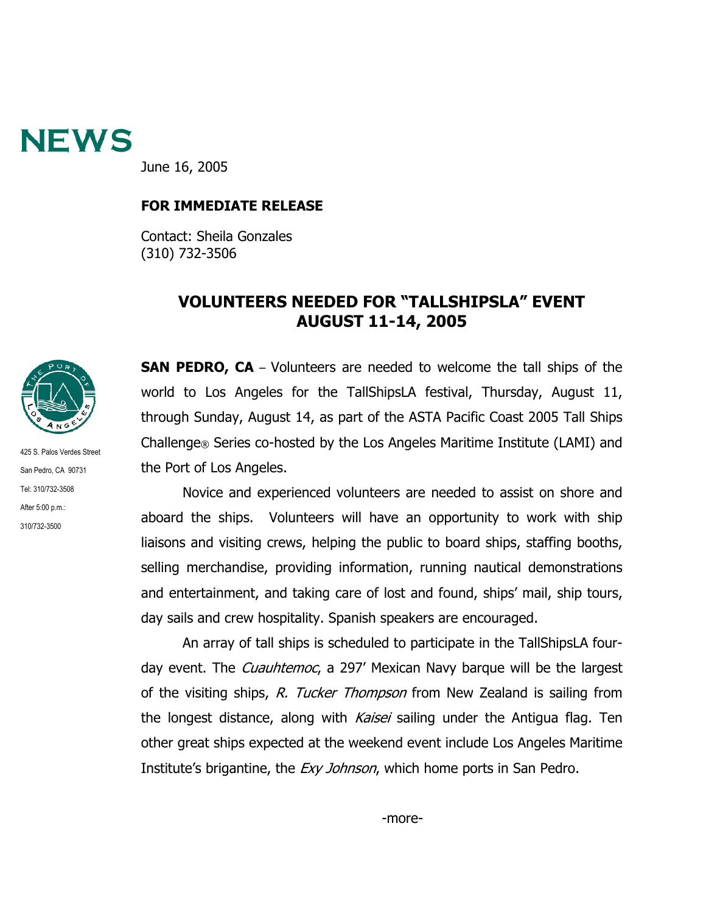# NEWS

June 16, 2005

**FOR IMMEDIATE RELEASE**

Contact: Sheila Gonzales
(310) 732-3506

425 S. Palos Verdes Street
San Pedro, CA 90731
Tel: 310/732-3508
After 5:00 p.m.:
310/732-3500

## VOLUNTEERS NEEDED FOR "TALLSHIPSLA" EVENT AUGUST 11-14, 2005

**SAN PEDRO, CA** – Volunteers are needed to welcome the tall ships of the world to Los Angeles for the TallShipsLA festival, Thursday, August 11, through Sunday, August 14, as part of the ASTA Pacific Coast 2005 Tall Ships Challenge® Series co-hosted by the Los Angeles Maritime Institute (LAMI) and the Port of Los Angeles.

Novice and experienced volunteers are needed to assist on shore and aboard the ships. Volunteers will have an opportunity to work with ship liaisons and visiting crews, helping the public to board ships, staffing booths, selling merchandise, providing information, running nautical demonstrations and entertainment, and taking care of lost and found, ships' mail, ship tours, day sails and crew hospitality. Spanish speakers are encouraged.

An array of tall ships is scheduled to participate in the TallShipsLA four-day event. The *Cuauhtemoc*, a 297' Mexican Navy barque will be the largest of the visiting ships, *R. Tucker Thompson* from New Zealand is sailing from the longest distance, along with *Kaisei* sailing under the Antigua flag. Ten other great ships expected at the weekend event include Los Angeles Maritime Institute's brigantine, the *Exy Johnson*, which home ports in San Pedro.

-more-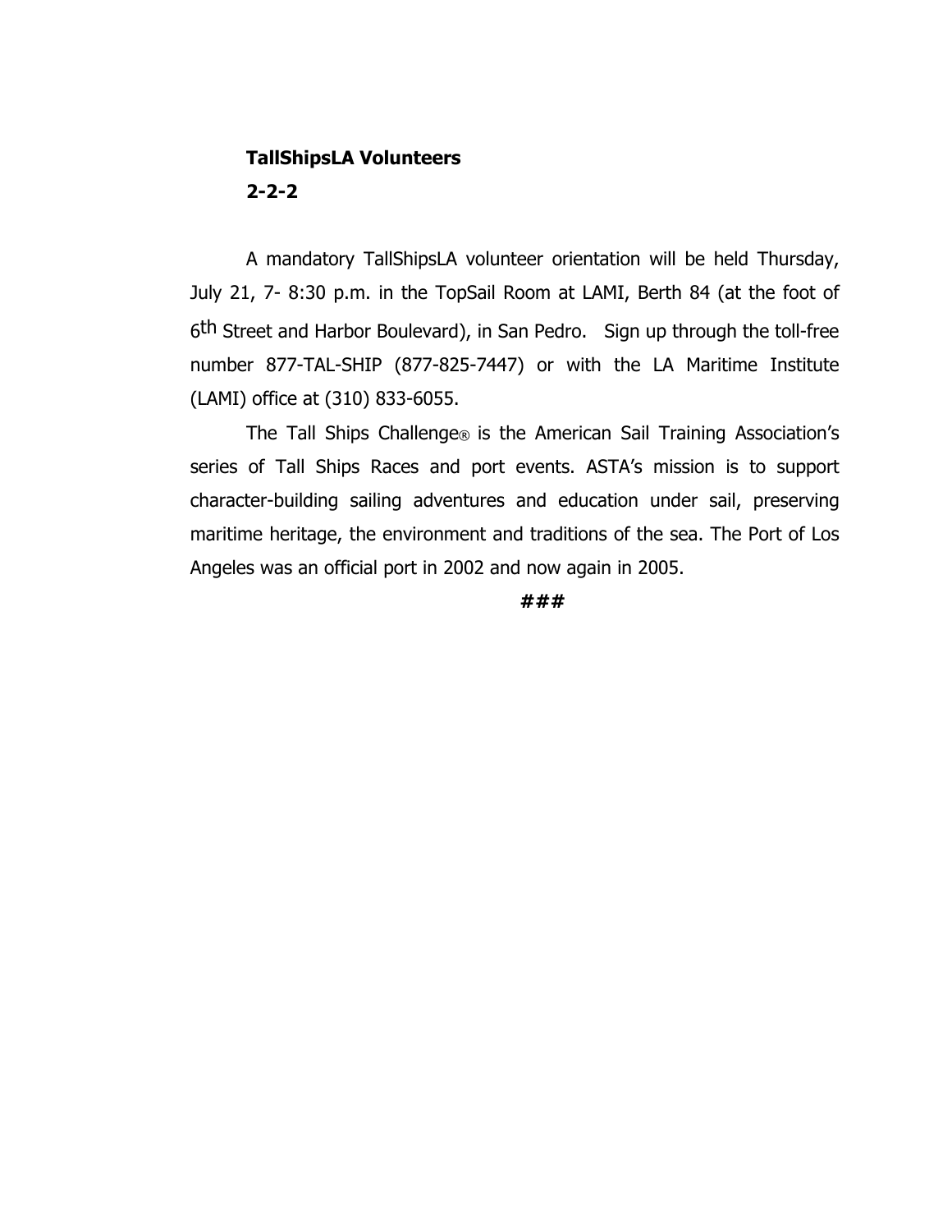**TallShipsLA Volunteers**

**2-2-2**

A mandatory TallShipsLA volunteer orientation will be held Thursday, July 21, 7- 8:30 p.m. in the TopSail Room at LAMI, Berth 84 (at the foot of 6th Street and Harbor Boulevard), in San Pedro. Sign up through the toll-free number 877-TAL-SHIP (877-825-7447) or with the LA Maritime Institute (LAMI) office at (310) 833-6055.

The Tall Ships Challenge® is the American Sail Training Association's series of Tall Ships Races and port events. ASTA's mission is to support character-building sailing adventures and education under sail, preserving maritime heritage, the environment and traditions of the sea. The Port of Los Angeles was an official port in 2002 and now again in 2005.

###